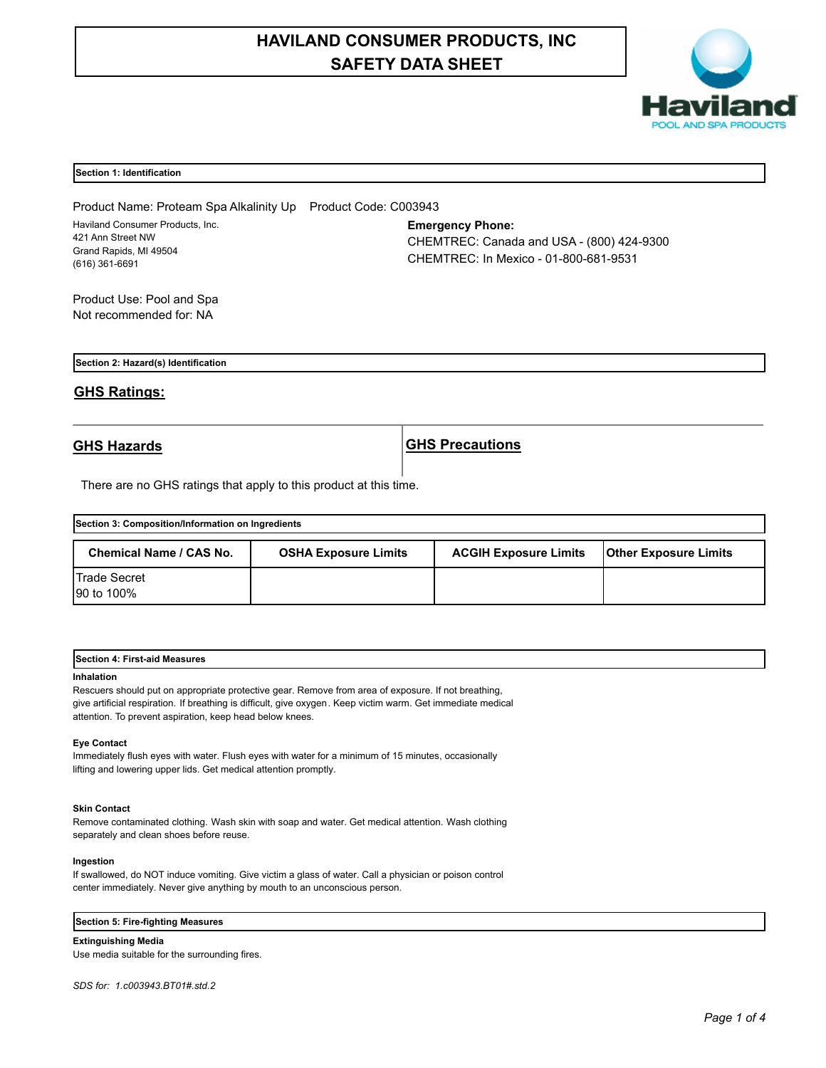# HAVILAND CONSUMER PRODUCTS, INC
# SAFETY DATA SHEET

## Section 1: Identification

Product Name: Proteam Spa Alkalinity Up    Product Code: C003943

Haviland Consumer Products, Inc.
421 Ann Street NW
Grand Rapids, MI 49504
(616) 361-6691

**Emergency Phone:**
CHEMTREC: Canada and USA - (800) 424-9300
CHEMTREC: In Mexico - 01-800-681-9531

Product Use: Pool and Spa
Not recommended for: NA

## Section 2: Hazard(s) Identification

### GHS Ratings:

| GHS Hazards | GHS Precautions |
| --- | --- |

There are no GHS ratings that apply to this product at this time.

## Section 3: Composition/Information on Ingredients

| Chemical Name / CAS No. | OSHA Exposure Limits | ACGIH Exposure Limits | Other Exposure Limits |
| --- | --- | --- | --- |
| Trade Secret<br>90 to 100% | | | |

## Section 4: First-aid Measures

**Inhalation**
Rescuers should put on appropriate protective gear. Remove from area of exposure. If not breathing, give artificial respiration. If breathing is difficult, give oxygen. Keep victim warm. Get immediate medical attention. To prevent aspiration, keep head below knees.

**Eye Contact**
Immediately flush eyes with water. Flush eyes with water for a minimum of 15 minutes, occasionally lifting and lowering upper lids. Get medical attention promptly.

**Skin Contact**
Remove contaminated clothing. Wash skin with soap and water. Get medical attention. Wash clothing separately and clean shoes before reuse.

**Ingestion**
If swallowed, do NOT induce vomiting. Give victim a glass of water. Call a physician or poison control center immediately. Never give anything by mouth to an unconscious person.

## Section 5: Fire-fighting Measures

**Extinguishing Media**
Use media suitable for the surrounding fires.

*SDS for: 1.c003943.BT01#.std.2*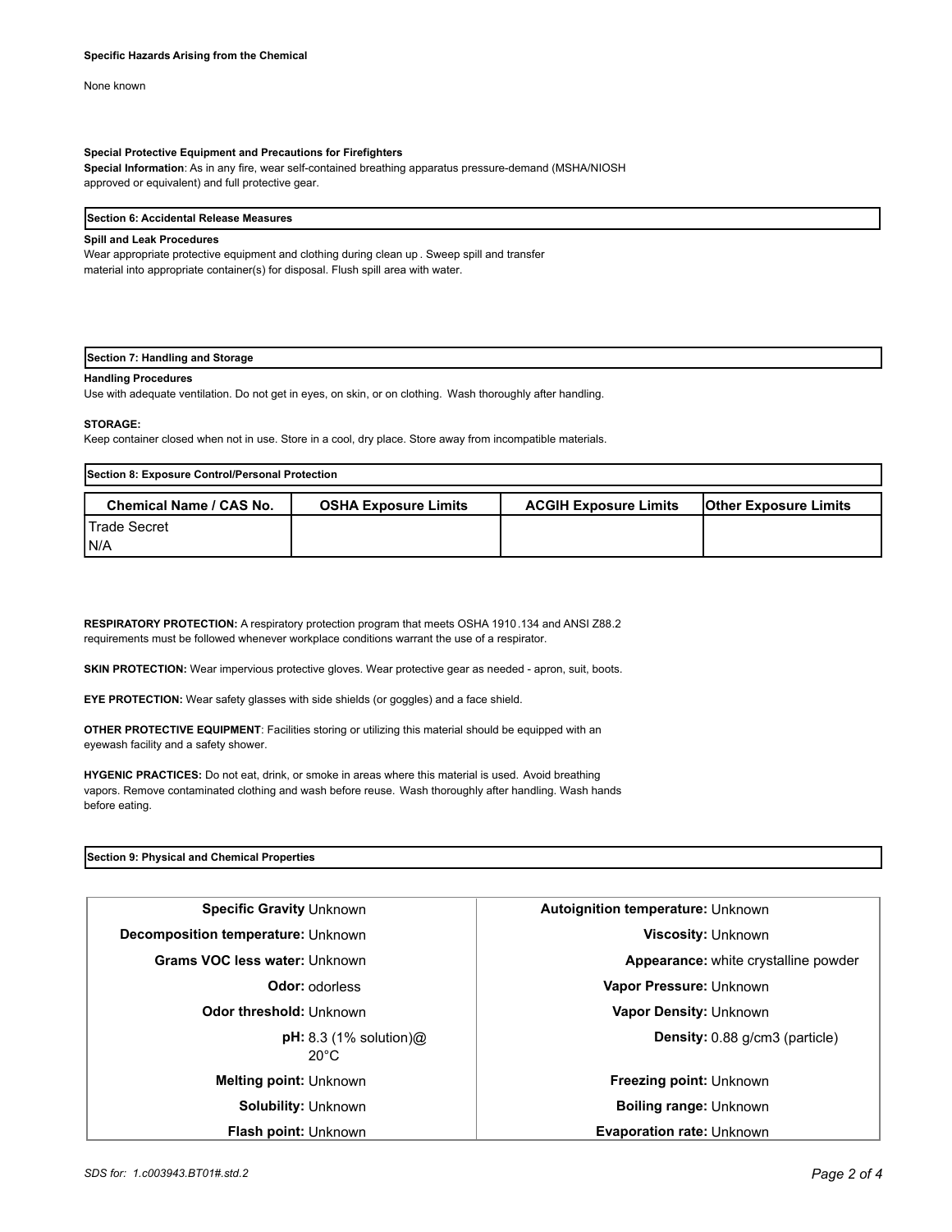**Specific Hazards Arising from the Chemical**

None known

**Special Protective Equipment and Precautions for Firefighters**

**Special Information**: As in any fire, wear self-contained breathing apparatus pressure-demand (MSHA/NIOSH approved or equivalent) and full protective gear.

## Section 6: Accidental Release Measures

**Spill and Leak Procedures**

Wear appropriate protective equipment and clothing during clean up . Sweep spill and transfer material into appropriate container(s) for disposal. Flush spill area with water.

## Section 7: Handling and Storage

**Handling Procedures**

Use with adequate ventilation. Do not get in eyes, on skin, or on clothing. Wash thoroughly after handling.

**STORAGE:**

Keep container closed when not in use. Store in a cool, dry place. Store away from incompatible materials.

## Section 8: Exposure Control/Personal Protection

| Chemical Name / CAS No. | OSHA Exposure Limits | ACGIH Exposure Limits | Other Exposure Limits |
|---|---|---|---|
| Trade Secret<br>N/A | | | |

**RESPIRATORY PROTECTION:** A respiratory protection program that meets OSHA 1910.134 and ANSI Z88.2 requirements must be followed whenever workplace conditions warrant the use of a respirator.

**SKIN PROTECTION:** Wear impervious protective gloves. Wear protective gear as needed - apron, suit, boots.

**EYE PROTECTION:** Wear safety glasses with side shields (or goggles) and a face shield.

**OTHER PROTECTIVE EQUIPMENT**: Facilities storing or utilizing this material should be equipped with an eyewash facility and a safety shower.

**HYGENIC PRACTICES:** Do not eat, drink, or smoke in areas where this material is used. Avoid breathing vapors. Remove contaminated clothing and wash before reuse. Wash thoroughly after handling. Wash hands before eating.

## Section 9: Physical and Chemical Properties

| Property | Value | Property | Value |
|---|---|---|---|
| **Specific Gravity** | Unknown | **Autoignition temperature:** | Unknown |
| **Decomposition temperature:** | Unknown | **Viscosity:** | Unknown |
| **Grams VOC less water:** | Unknown | **Appearance:** | white crystalline powder |
| **Odor:** | odorless | **Vapor Pressure:** | Unknown |
| **Odor threshold:** | Unknown | **Vapor Density:** | Unknown |
| **pH:** | 8.3 (1% solution)@ 20°C | **Density:** | 0.88 g/cm3 (particle) |
| **Melting point:** | Unknown | **Freezing point:** | Unknown |
| **Solubility:** | Unknown | **Boiling range:** | Unknown |
| **Flash point:** | Unknown | **Evaporation rate:** | Unknown |

*SDS for: 1.c003943.BT01#.std.2*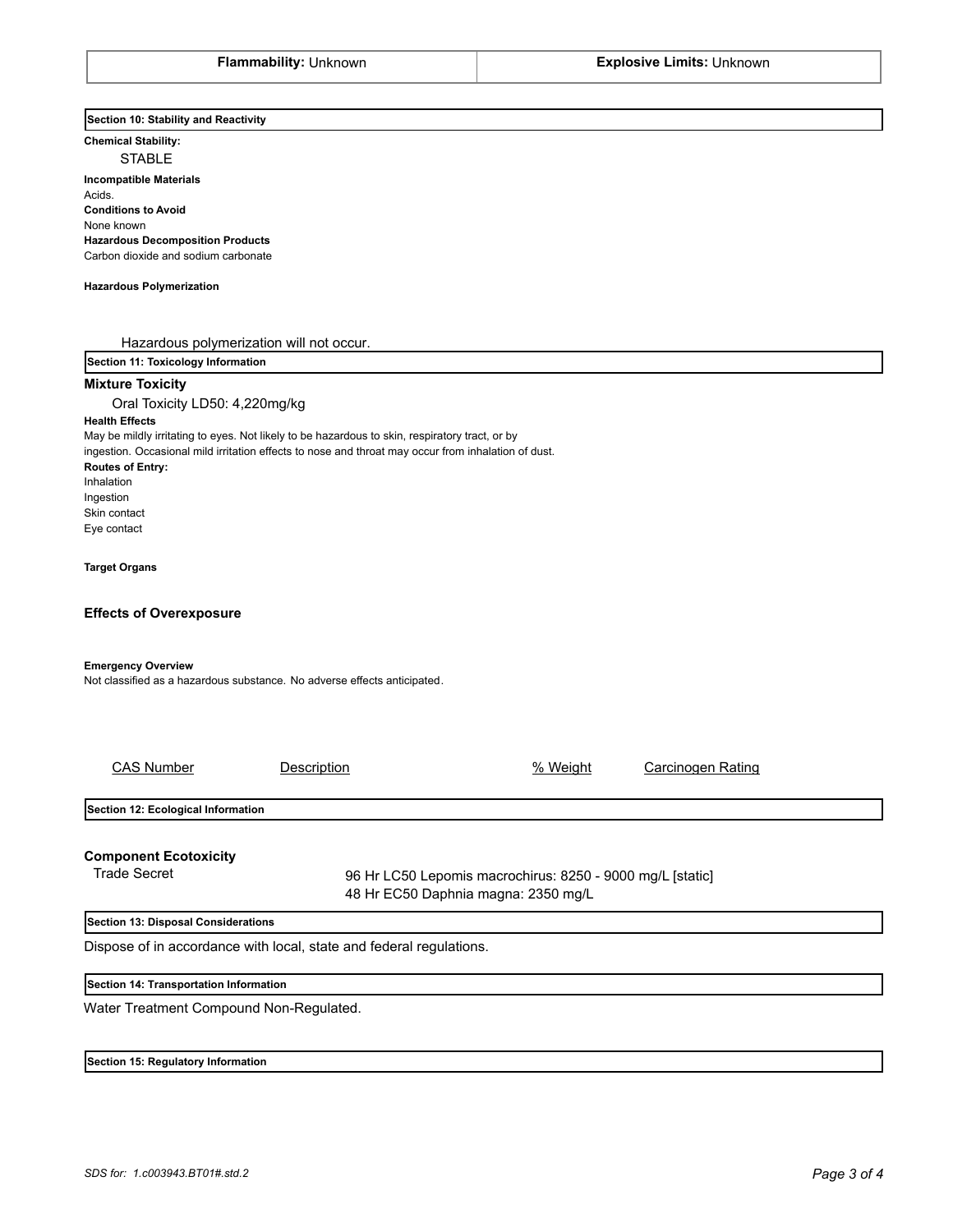| **Flammability:** Unknown | **Explosive Limits:** Unknown |
| --- | --- |

## Section 10: Stability and Reactivity

**Chemical Stability:**

STABLE

**Incompatible Materials**

Acids.

**Conditions to Avoid**

None known

**Hazardous Decomposition Products**

Carbon dioxide and sodium carbonate

**Hazardous Polymerization**

Hazardous polymerization will not occur.

## Section 11: Toxicology Information

**Mixture Toxicity**

Oral Toxicity LD50: 4,220mg/kg

**Health Effects**

May be mildly irritating to eyes. Not likely to be hazardous to skin, respiratory tract, or by ingestion. Occasional mild irritation effects to nose and throat may occur from inhalation of dust.

**Routes of Entry:**

Inhalation
Ingestion
Skin contact
Eye contact

**Target Organs**

**Effects of Overexposure**

**Emergency Overview**

Not classified as a hazardous substance. No adverse effects anticipated.

| CAS Number | Description | % Weight | Carcinogen Rating |
| --- | --- | --- | --- |

## Section 12: Ecological Information

**Component Ecotoxicity**

| Trade Secret | 96 Hr LC50 Lepomis macrochirus: 8250 - 9000 mg/L [static]<br>48 Hr EC50 Daphnia magna: 2350 mg/L |
| --- | --- |

## Section 13: Disposal Considerations

Dispose of in accordance with local, state and federal regulations.

## Section 14: Transportation Information

Water Treatment Compound Non-Regulated.

## Section 15: Regulatory Information

*SDS for: 1.c003943.BT01#.std.2*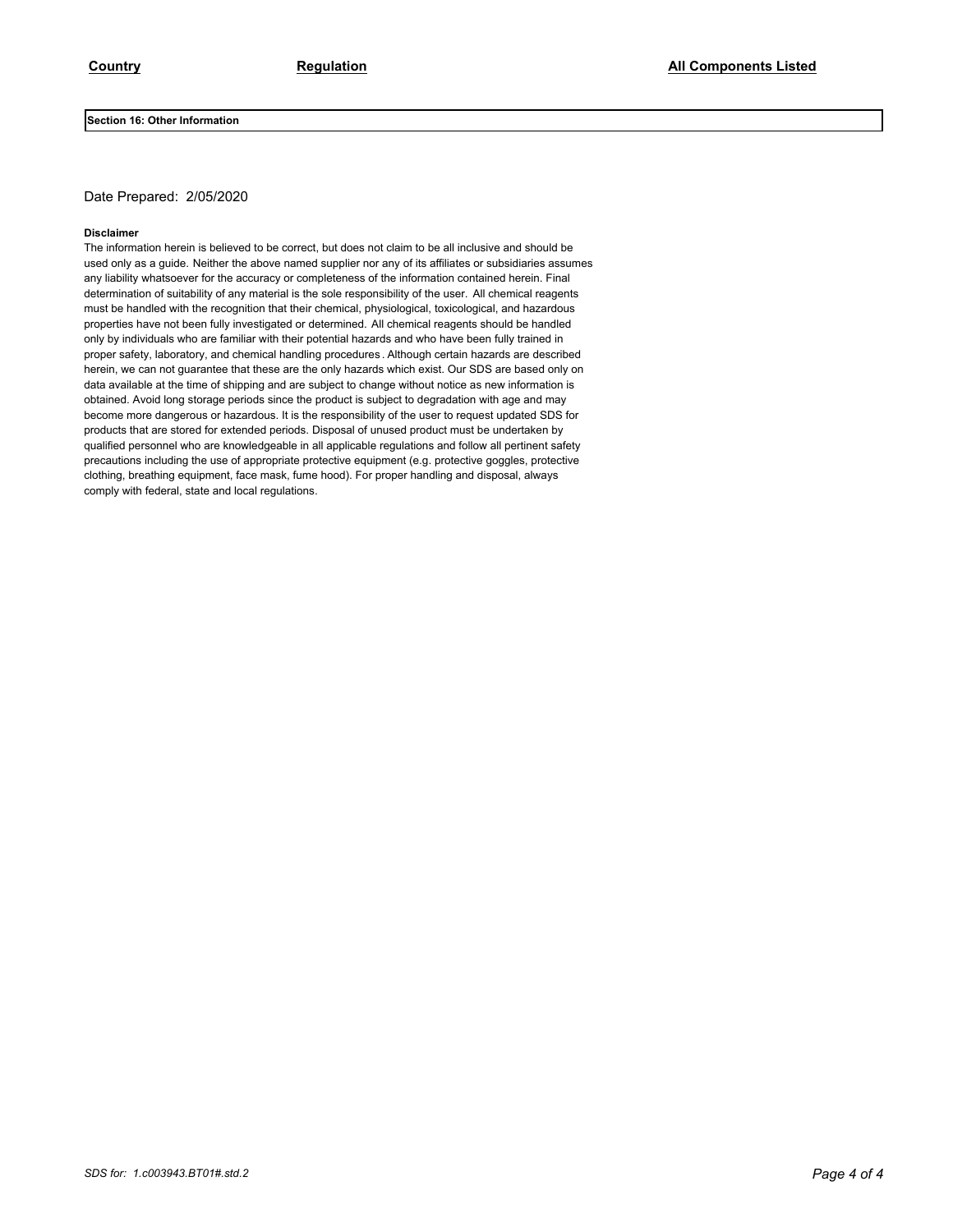| Country | Regulation | All Components Listed |
|---|---|---|

## Section 16: Other Information

Date Prepared: 2/05/2020

**Disclaimer**

The information herein is believed to be correct, but does not claim to be all inclusive and should be used only as a guide. Neither the above named supplier nor any of its affiliates or subsidiaries assumes any liability whatsoever for the accuracy or completeness of the information contained herein. Final determination of suitability of any material is the sole responsibility of the user. All chemical reagents must be handled with the recognition that their chemical, physiological, toxicological, and hazardous properties have not been fully investigated or determined. All chemical reagents should be handled only by individuals who are familiar with their potential hazards and who have been fully trained in proper safety, laboratory, and chemical handling procedures. Although certain hazards are described herein, we can not guarantee that these are the only hazards which exist. Our SDS are based only on data available at the time of shipping and are subject to change without notice as new information is obtained. Avoid long storage periods since the product is subject to degradation with age and may become more dangerous or hazardous. It is the responsibility of the user to request updated SDS for products that are stored for extended periods. Disposal of unused product must be undertaken by qualified personnel who are knowledgeable in all applicable regulations and follow all pertinent safety precautions including the use of appropriate protective equipment (e.g. protective goggles, protective clothing, breathing equipment, face mask, fume hood). For proper handling and disposal, always comply with federal, state and local regulations.